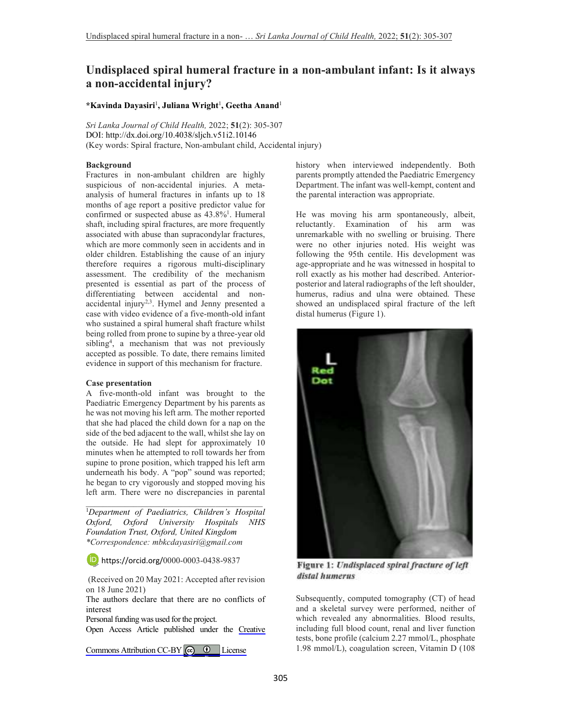# Undisplaced spiral humeral fracture in a non-ambulant infant: Is it always a non-accidental injury?

**\*Kavinda Dayasiri[1], Juliana Wright[1], Geetha Anand[1]**

*Sri Lanka Journal of Child Health,* 2022; **51**(2): 305-307
DOI: http://dx.doi.org/10.4038/sljch.v51i2.10146
(Key words: Spiral fracture, Non-ambulant child, Accidental injury)

## Background

Fractures in non-ambulant children are highly suspicious of non-accidental injuries. A meta-analysis of humeral fractures in infants up to 18 months of age report a positive predictor value for confirmed or suspected abuse as 43.8%[1]. Humeral shaft, including spiral fractures, are more frequently associated with abuse than supracondylar fractures, which are more commonly seen in accidents and in older children. Establishing the cause of an injury therefore requires a rigorous multi-disciplinary assessment. The credibility of the mechanism presented is essential as part of the process of differentiating between accidental and non-accidental injury[2,3]. Hymel and Jenny presented a case with video evidence of a five-month-old infant who sustained a spiral humeral shaft fracture whilst being rolled from prone to supine by a three-year old sibling[4], a mechanism that was not previously accepted as possible. To date, there remains limited evidence in support of this mechanism for fracture.

## Case presentation

A five-month-old infant was brought to the Paediatric Emergency Department by his parents as he was not moving his left arm. The mother reported that she had placed the child down for a nap on the side of the bed adjacent to the wall, whilst she lay on the outside. He had slept for approximately 10 minutes when he attempted to roll towards her from supine to prone position, which trapped his left arm underneath his body. A "pop" sound was reported; he began to cry vigorously and stopped moving his left arm. There were no discrepancies in parental history when interviewed independently. Both parents promptly attended the Paediatric Emergency Department. The infant was well-kempt, content and the parental interaction was appropriate.

He was moving his arm spontaneously, albeit, reluctantly. Examination of his arm was unremarkable with no swelling or bruising. There were no other injuries noted. His weight was following the 95th centile. His development was age-appropriate and he was witnessed in hospital to roll exactly as his mother had described. Anterior-posterior and lateral radiographs of the left shoulder, humerus, radius and ulna were obtained. These showed an undisplaced spiral fracture of the left distal humerus (Figure 1).

**Figure 1:** *Undisplaced spiral fracture of left distal humerus*

Subsequently, computed tomography (CT) of head and a skeletal survey were performed, neither of which revealed any abnormalities. Blood results, including full blood count, renal and liver function tests, bone profile (calcium 2.27 mmol/L, phosphate 1.98 mmol/L), coagulation screen, Vitamin D (108

---

[1]*Department of Paediatrics, Children's Hospital Oxford, Oxford University Hospitals NHS Foundation Trust, Oxford, United Kingdom*
*\*Correspondence: mbkcdayasiri@gmail.com*

https://orcid.org/0000-0003-4438-9837

(Received on 20 May 2021: Accepted after revision on 18 June 2021)

The authors declare that there are no conflicts of interest

Personal funding was used for the project.

Open Access Article published under the Creative Commons Attribution CC-BY License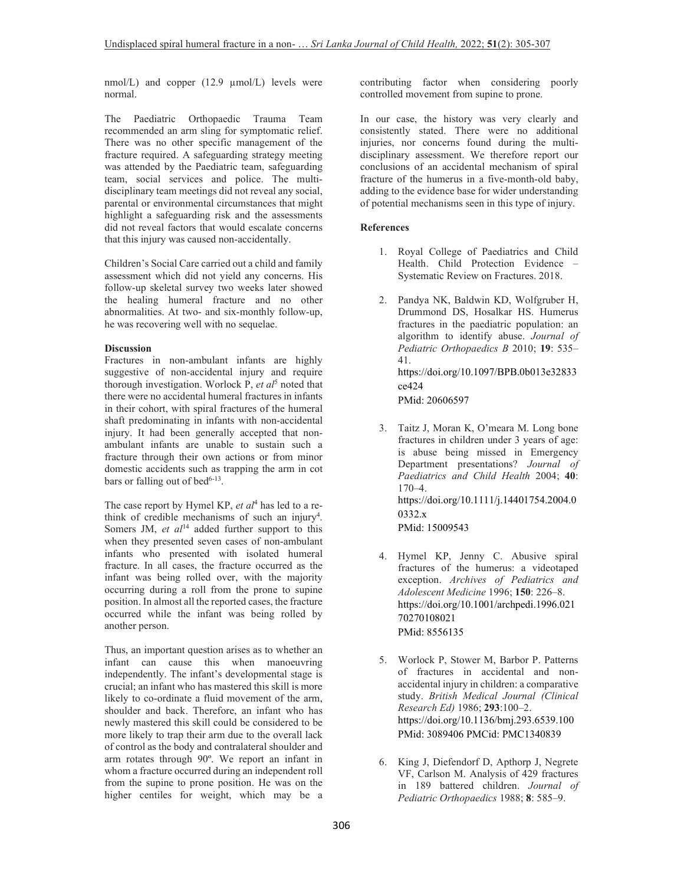nmol/L) and copper (12.9 µmol/L) levels were normal.

The Paediatric Orthopaedic Trauma Team recommended an arm sling for symptomatic relief. There was no other specific management of the fracture required. A safeguarding strategy meeting was attended by the Paediatric team, safeguarding team, social services and police. The multi-disciplinary team meetings did not reveal any social, parental or environmental circumstances that might highlight a safeguarding risk and the assessments did not reveal factors that would escalate concerns that this injury was caused non-accidentally.

Children's Social Care carried out a child and family assessment which did not yield any concerns. His follow-up skeletal survey two weeks later showed the healing humeral fracture and no other abnormalities. At two- and six-monthly follow-up, he was recovering well with no sequelae.

**Discussion**

Fractures in non-ambulant infants are highly suggestive of non-accidental injury and require thorough investigation. Worlock P, *et al*[5] noted that there were no accidental humeral fractures in infants in their cohort, with spiral fractures of the humeral shaft predominating in infants with non-accidental injury. It had been generally accepted that non-ambulant infants are unable to sustain such a fracture through their own actions or from minor domestic accidents such as trapping the arm in cot bars or falling out of bed[6-13].

The case report by Hymel KP, *et al*[4] has led to a re-think of credible mechanisms of such an injury[4]. Somers JM, *et al*[14] added further support to this when they presented seven cases of non-ambulant infants who presented with isolated humeral fracture. In all cases, the fracture occurred as the infant was being rolled over, with the majority occurring during a roll from the prone to supine position. In almost all the reported cases, the fracture occurred while the infant was being rolled by another person.

Thus, an important question arises as to whether an infant can cause this when manoeuvring independently. The infant's developmental stage is crucial; an infant who has mastered this skill is more likely to co-ordinate a fluid movement of the arm, shoulder and back. Therefore, an infant who has newly mastered this skill could be considered to be more likely to trap their arm due to the overall lack of control as the body and contralateral shoulder and arm rotates through 90º. We report an infant in whom a fracture occurred during an independent roll from the supine to prone position. He was on the higher centiles for weight, which may be a contributing factor when considering poorly controlled movement from supine to prone.

In our case, the history was very clearly and consistently stated. There were no additional injuries, nor concerns found during the multi-disciplinary assessment. We therefore report our conclusions of an accidental mechanism of spiral fracture of the humerus in a five-month-old baby, adding to the evidence base for wider understanding of potential mechanisms seen in this type of injury.

**References**

1. Royal College of Paediatrics and Child Health. Child Protection Evidence – Systematic Review on Fractures. 2018.

2. Pandya NK, Baldwin KD, Wolfgruber H, Drummond DS, Hosalkar HS. Humerus fractures in the paediatric population: an algorithm to identify abuse. *Journal of Pediatric Orthopaedics B* 2010; **19**: 535–41.
https://doi.org/10.1097/BPB.0b013e32833ce424
PMid: 20606597

3. Taitz J, Moran K, O'meara M. Long bone fractures in children under 3 years of age: is abuse being missed in Emergency Department presentations? *Journal of Paediatrics and Child Health* 2004; **40**: 170–4.
https://doi.org/10.1111/j.14401754.2004.00332.x
PMid: 15009543

4. Hymel KP, Jenny C. Abusive spiral fractures of the humerus: a videotaped exception. *Archives of Pediatrics and Adolescent Medicine* 1996; **150**: 226–8.
https://doi.org/10.1001/archpedi.1996.02170270108021
PMid: 8556135

5. Worlock P, Stower M, Barbor P. Patterns of fractures in accidental and non-accidental injury in children: a comparative study. *British Medical Journal (Clinical Research Ed)* 1986; **293**:100–2.
https://doi.org/10.1136/bmj.293.6539.100
PMid: 3089406 PMCid: PMC1340839

6. King J, Diefendorf D, Apthorp J, Negrete VF, Carlson M. Analysis of 429 fractures in 189 battered children. *Journal of Pediatric Orthopaedics* 1988; **8**: 585–9.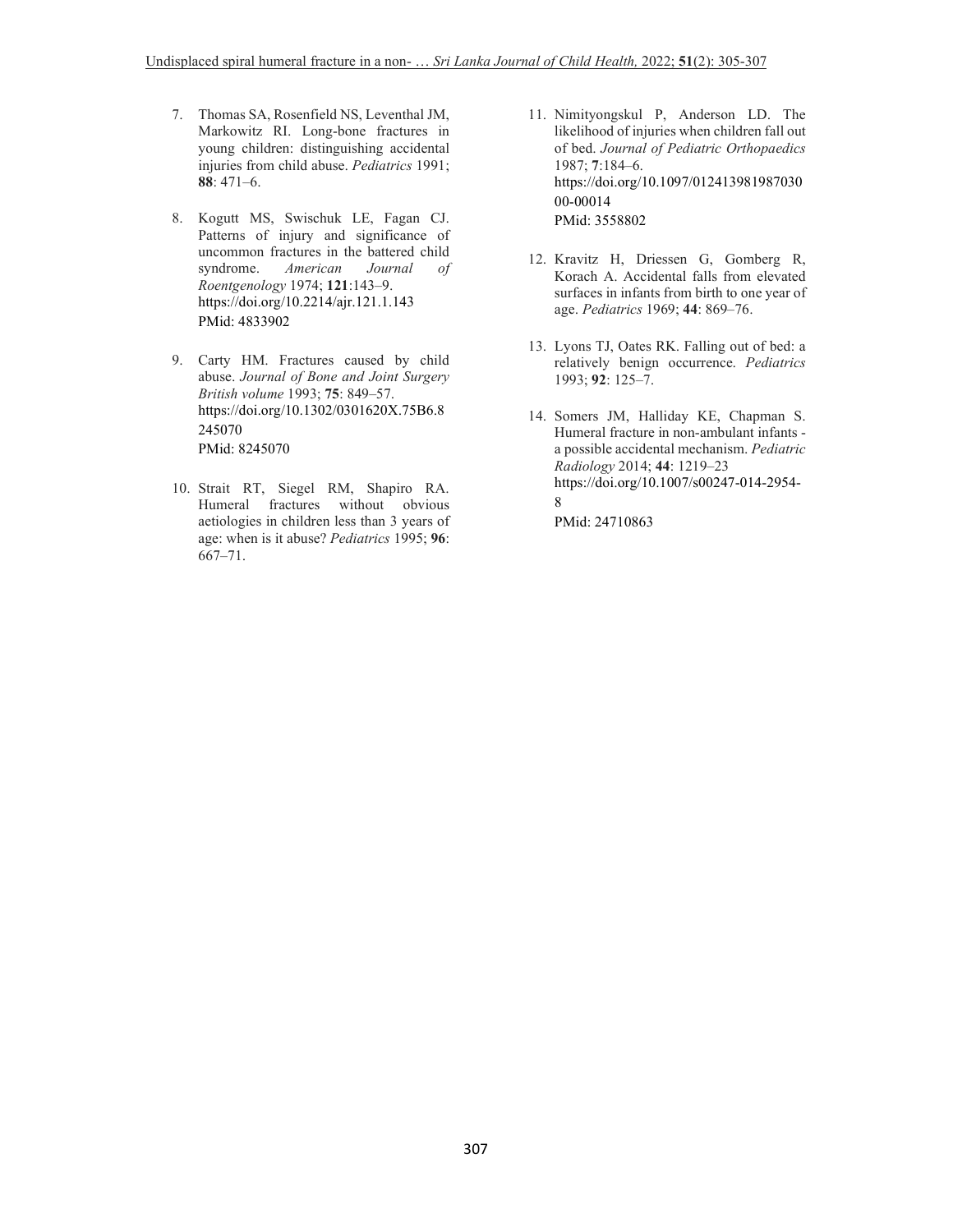7. Thomas SA, Rosenfield NS, Leventhal JM, Markowitz RI. Long-bone fractures in young children: distinguishing accidental injuries from child abuse. *Pediatrics* 1991; **88**: 471–6.

8. Kogutt MS, Swischuk LE, Fagan CJ. Patterns of injury and significance of uncommon fractures in the battered child syndrome. *American Journal of Roentgenology* 1974; **121**:143–9. https://doi.org/10.2214/ajr.121.1.143 PMid: 4833902

9. Carty HM. Fractures caused by child abuse. *Journal of Bone and Joint Surgery British volume* 1993; **75**: 849–57. https://doi.org/10.1302/0301620X.75B6.8245070 PMid: 8245070

10. Strait RT, Siegel RM, Shapiro RA. Humeral fractures without obvious aetiologies in children less than 3 years of age: when is it abuse? *Pediatrics* 1995; **96**: 667–71.

11. Nimityongskul P, Anderson LD. The likelihood of injuries when children fall out of bed. *Journal of Pediatric Orthopaedics* 1987; **7**:184–6. https://doi.org/10.1097/01241398198703000-00014 PMid: 3558802

12. Kravitz H, Driessen G, Gomberg R, Korach A. Accidental falls from elevated surfaces in infants from birth to one year of age. *Pediatrics* 1969; **44**: 869–76.

13. Lyons TJ, Oates RK. Falling out of bed: a relatively benign occurrence. *Pediatrics* 1993; **92**: 125–7.

14. Somers JM, Halliday KE, Chapman S. Humeral fracture in non-ambulant infants - a possible accidental mechanism. *Pediatric Radiology* 2014; **44**: 1219–23 https://doi.org/10.1007/s00247-014-2954-8 PMid: 24710863